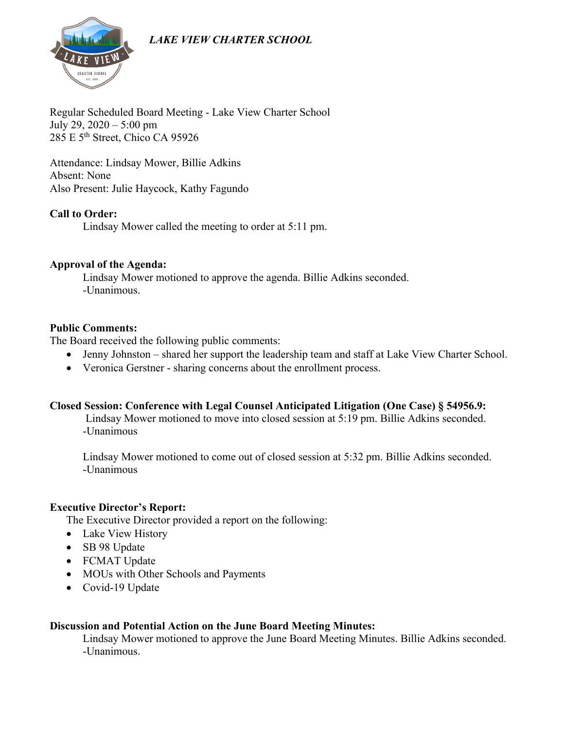***LAKE VIEW CHARTER SCHOOL***

Regular Scheduled Board Meeting - Lake View Charter School
July 29, 2020 – 5:00 pm
285 E 5th Street, Chico CA 95926

Attendance: Lindsay Mower, Billie Adkins
Absent: None
Also Present: Julie Haycock, Kathy Fagundo

**Call to Order:**

Lindsay Mower called the meeting to order at 5:11 pm.

**Approval of the Agenda:**

Lindsay Mower motioned to approve the agenda. Billie Adkins seconded.
-Unanimous.

**Public Comments:**

The Board received the following public comments:

- Jenny Johnston – shared her support the leadership team and staff at Lake View Charter School.
- Veronica Gerstner - sharing concerns about the enrollment process.

**Closed Session: Conference with Legal Counsel Anticipated Litigation (One Case) § 54956.9:**

Lindsay Mower motioned to move into closed session at 5:19 pm. Billie Adkins seconded.
-Unanimous

Lindsay Mower motioned to come out of closed session at 5:32 pm. Billie Adkins seconded.
-Unanimous

**Executive Director's Report:**

The Executive Director provided a report on the following:

- Lake View History
- SB 98 Update
- FCMAT Update
- MOUs with Other Schools and Payments
- Covid-19 Update

**Discussion and Potential Action on the June Board Meeting Minutes:**

Lindsay Mower motioned to approve the June Board Meeting Minutes. Billie Adkins seconded.
-Unanimous.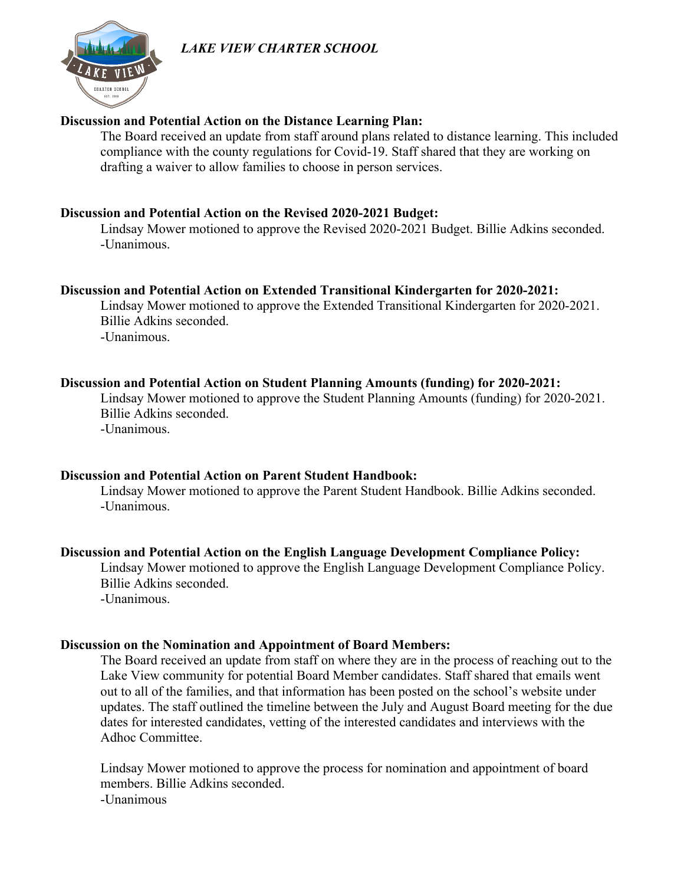*LAKE VIEW CHARTER SCHOOL*

**Discussion and Potential Action on the Distance Learning Plan:**

The Board received an update from staff around plans related to distance learning. This included compliance with the county regulations for Covid-19. Staff shared that they are working on drafting a waiver to allow families to choose in person services.

**Discussion and Potential Action on the Revised 2020-2021 Budget:**

Lindsay Mower motioned to approve the Revised 2020-2021 Budget. Billie Adkins seconded.
-Unanimous.

**Discussion and Potential Action on Extended Transitional Kindergarten for 2020-2021:**

Lindsay Mower motioned to approve the Extended Transitional Kindergarten for 2020-2021. Billie Adkins seconded.
-Unanimous.

**Discussion and Potential Action on Student Planning Amounts (funding) for 2020-2021:**

Lindsay Mower motioned to approve the Student Planning Amounts (funding) for 2020-2021. Billie Adkins seconded.
-Unanimous.

**Discussion and Potential Action on Parent Student Handbook:**

Lindsay Mower motioned to approve the Parent Student Handbook. Billie Adkins seconded.
-Unanimous.

**Discussion and Potential Action on the English Language Development Compliance Policy:**

Lindsay Mower motioned to approve the English Language Development Compliance Policy. Billie Adkins seconded.
-Unanimous.

**Discussion on the Nomination and Appointment of Board Members:**

The Board received an update from staff on where they are in the process of reaching out to the Lake View community for potential Board Member candidates. Staff shared that emails went out to all of the families, and that information has been posted on the school's website under updates. The staff outlined the timeline between the July and August Board meeting for the due dates for interested candidates, vetting of the interested candidates and interviews with the Adhoc Committee.

Lindsay Mower motioned to approve the process for nomination and appointment of board members. Billie Adkins seconded.
-Unanimous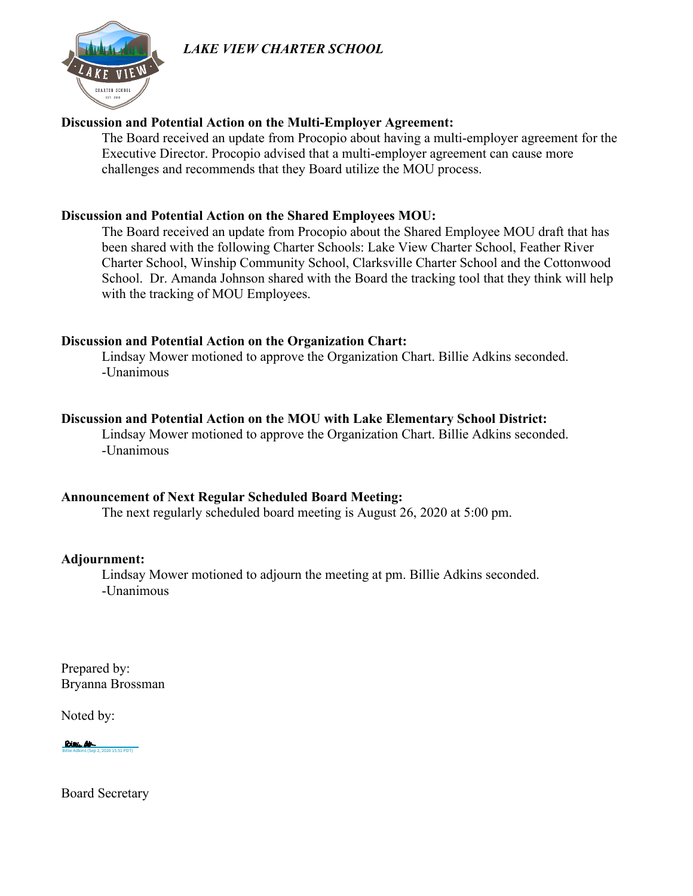*LAKE VIEW CHARTER SCHOOL*

**Discussion and Potential Action on the Multi-Employer Agreement:**

The Board received an update from Procopio about having a multi-employer agreement for the Executive Director. Procopio advised that a multi-employer agreement can cause more challenges and recommends that they Board utilize the MOU process.

**Discussion and Potential Action on the Shared Employees MOU:**

The Board received an update from Procopio about the Shared Employee MOU draft that has been shared with the following Charter Schools: Lake View Charter School, Feather River Charter School, Winship Community School, Clarksville Charter School and the Cottonwood School. Dr. Amanda Johnson shared with the Board the tracking tool that they think will help with the tracking of MOU Employees.

**Discussion and Potential Action on the Organization Chart:**

Lindsay Mower motioned to approve the Organization Chart. Billie Adkins seconded.
-Unanimous

**Discussion and Potential Action on the MOU with Lake Elementary School District:**

Lindsay Mower motioned to approve the Organization Chart. Billie Adkins seconded.
-Unanimous

**Announcement of Next Regular Scheduled Board Meeting:**

The next regularly scheduled board meeting is August 26, 2020 at 5:00 pm.

**Adjournment:**

Lindsay Mower motioned to adjourn the meeting at pm. Billie Adkins seconded.
-Unanimous

Prepared by:
Bryanna Brossman

Noted by:

Billie Adkins (Sep 2, 2020 15:51 PDT)

Board Secretary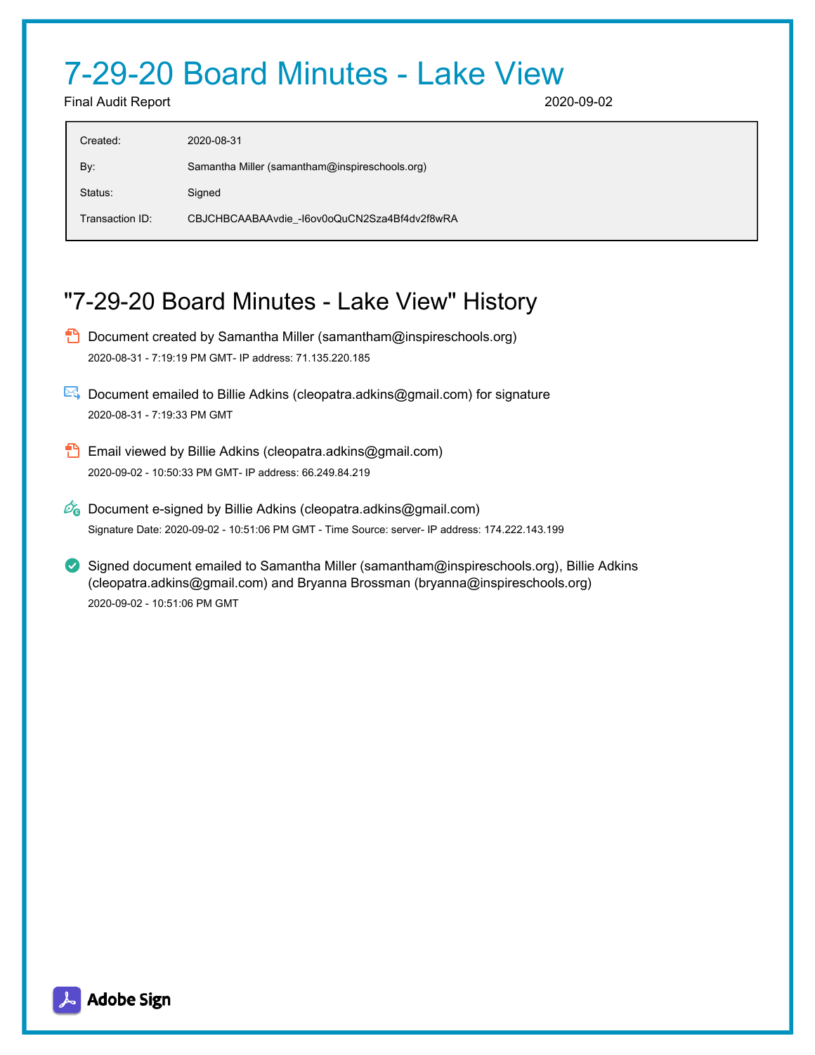# 7-29-20 Board Minutes - Lake View

Final Audit Report 2020-09-02

| | |
|---|---|
| Created: | 2020-08-31 |
| By: | Samantha Miller (samantham@inspireschools.org) |
| Status: | Signed |
| Transaction ID: | CBJCHBCAABAAvdie_-I6ov0oQuCN2Sza4Bf4dv2f8wRA |

## "7-29-20 Board Minutes - Lake View" History

- Document created by Samantha Miller (samantham@inspireschools.org)
  2020-08-31 - 7:19:19 PM GMT- IP address: 71.135.220.185

- Document emailed to Billie Adkins (cleopatra.adkins@gmail.com) for signature
  2020-08-31 - 7:19:33 PM GMT

- Email viewed by Billie Adkins (cleopatra.adkins@gmail.com)
  2020-09-02 - 10:50:33 PM GMT- IP address: 66.249.84.219

- Document e-signed by Billie Adkins (cleopatra.adkins@gmail.com)
  Signature Date: 2020-09-02 - 10:51:06 PM GMT - Time Source: server- IP address: 174.222.143.199

- Signed document emailed to Samantha Miller (samantham@inspireschools.org), Billie Adkins (cleopatra.adkins@gmail.com) and Bryanna Brossman (bryanna@inspireschools.org)
  2020-09-02 - 10:51:06 PM GMT

Adobe Sign